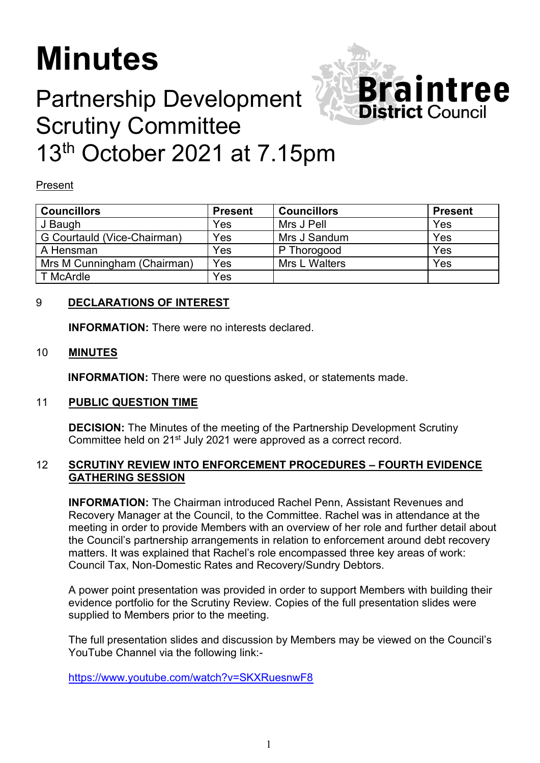# Minutes

## Partnership Development Scrutiny Committee
## 13th October 2021 at 7.15pm

Present

| Councillors | Present | Councillors | Present |
|---|---|---|---|
| J Baugh | Yes | Mrs J Pell | Yes |
| G Courtauld (Vice-Chairman) | Yes | Mrs J Sandum | Yes |
| A Hensman | Yes | P Thorogood | Yes |
| Mrs M Cunningham (Chairman) | Yes | Mrs L Walters | Yes |
| T McArdle | Yes | | |

### 9 DECLARATIONS OF INTEREST

**INFORMATION:** There were no interests declared.

### 10 MINUTES

**INFORMATION:** There were no questions asked, or statements made.

### 11 PUBLIC QUESTION TIME

**DECISION:** The Minutes of the meeting of the Partnership Development Scrutiny Committee held on 21st July 2021 were approved as a correct record.

### 12 SCRUTINY REVIEW INTO ENFORCEMENT PROCEDURES – FOURTH EVIDENCE GATHERING SESSION

**INFORMATION:** The Chairman introduced Rachel Penn, Assistant Revenues and Recovery Manager at the Council, to the Committee. Rachel was in attendance at the meeting in order to provide Members with an overview of her role and further detail about the Council's partnership arrangements in relation to enforcement around debt recovery matters. It was explained that Rachel's role encompassed three key areas of work: Council Tax, Non-Domestic Rates and Recovery/Sundry Debtors.

A power point presentation was provided in order to support Members with building their evidence portfolio for the Scrutiny Review. Copies of the full presentation slides were supplied to Members prior to the meeting.

The full presentation slides and discussion by Members may be viewed on the Council's YouTube Channel via the following link:-

https://www.youtube.com/watch?v=SKXRuesnwF8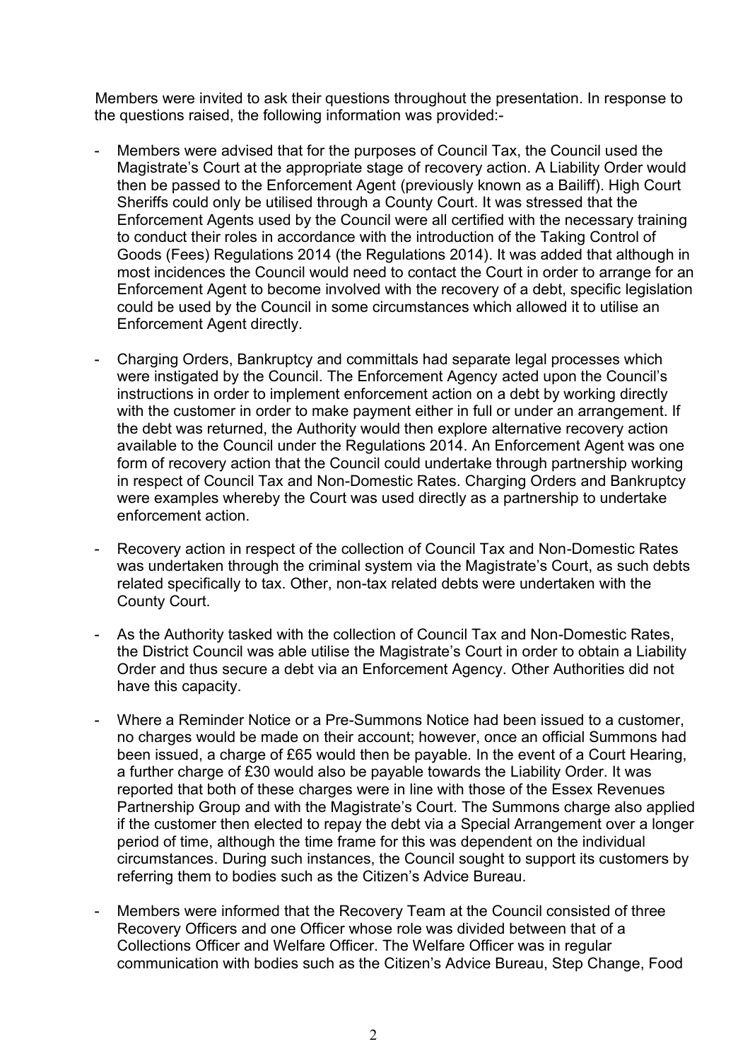Members were invited to ask their questions throughout the presentation. In response to the questions raised, the following information was provided:-

- Members were advised that for the purposes of Council Tax, the Council used the Magistrate's Court at the appropriate stage of recovery action. A Liability Order would then be passed to the Enforcement Agent (previously known as a Bailiff). High Court Sheriffs could only be utilised through a County Court. It was stressed that the Enforcement Agents used by the Council were all certified with the necessary training to conduct their roles in accordance with the introduction of the Taking Control of Goods (Fees) Regulations 2014 (the Regulations 2014). It was added that although in most incidences the Council would need to contact the Court in order to arrange for an Enforcement Agent to become involved with the recovery of a debt, specific legislation could be used by the Council in some circumstances which allowed it to utilise an Enforcement Agent directly.

- Charging Orders, Bankruptcy and committals had separate legal processes which were instigated by the Council. The Enforcement Agency acted upon the Council's instructions in order to implement enforcement action on a debt by working directly with the customer in order to make payment either in full or under an arrangement. If the debt was returned, the Authority would then explore alternative recovery action available to the Council under the Regulations 2014. An Enforcement Agent was one form of recovery action that the Council could undertake through partnership working in respect of Council Tax and Non-Domestic Rates. Charging Orders and Bankruptcy were examples whereby the Court was used directly as a partnership to undertake enforcement action.

- Recovery action in respect of the collection of Council Tax and Non-Domestic Rates was undertaken through the criminal system via the Magistrate's Court, as such debts related specifically to tax. Other, non-tax related debts were undertaken with the County Court.

- As the Authority tasked with the collection of Council Tax and Non-Domestic Rates, the District Council was able utilise the Magistrate's Court in order to obtain a Liability Order and thus secure a debt via an Enforcement Agency. Other Authorities did not have this capacity.

- Where a Reminder Notice or a Pre-Summons Notice had been issued to a customer, no charges would be made on their account; however, once an official Summons had been issued, a charge of £65 would then be payable. In the event of a Court Hearing, a further charge of £30 would also be payable towards the Liability Order. It was reported that both of these charges were in line with those of the Essex Revenues Partnership Group and with the Magistrate's Court. The Summons charge also applied if the customer then elected to repay the debt via a Special Arrangement over a longer period of time, although the time frame for this was dependent on the individual circumstances. During such instances, the Council sought to support its customers by referring them to bodies such as the Citizen's Advice Bureau.

- Members were informed that the Recovery Team at the Council consisted of three Recovery Officers and one Officer whose role was divided between that of a Collections Officer and Welfare Officer. The Welfare Officer was in regular communication with bodies such as the Citizen's Advice Bureau, Step Change, Food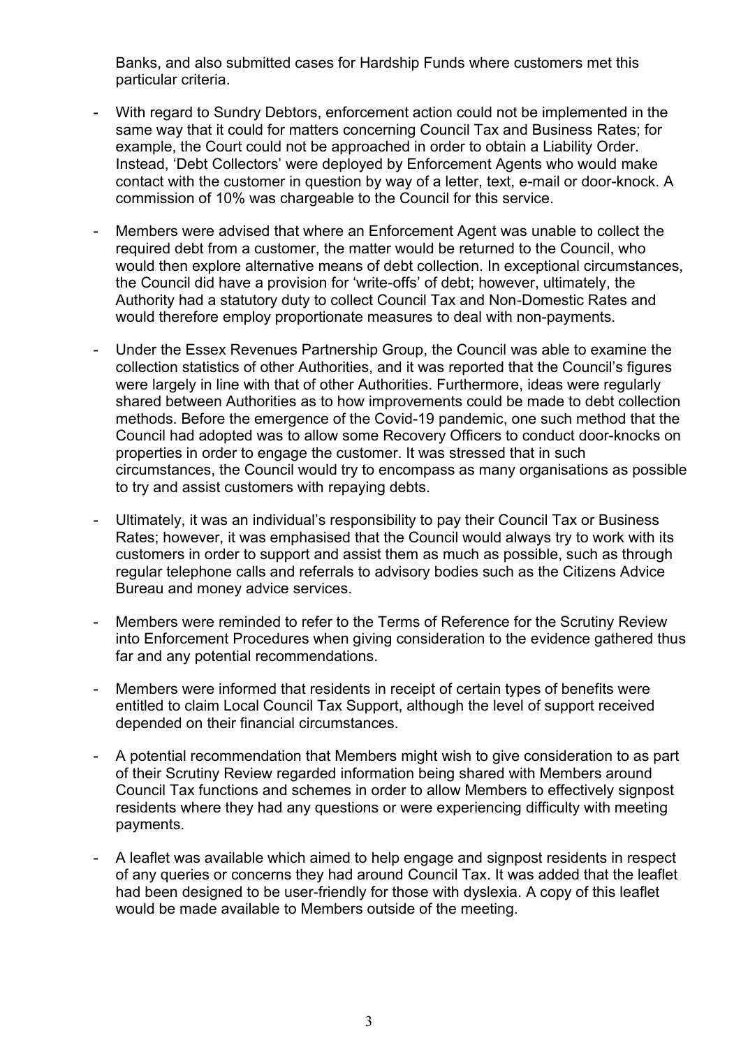Banks, and also submitted cases for Hardship Funds where customers met this particular criteria.

- With regard to Sundry Debtors, enforcement action could not be implemented in the same way that it could for matters concerning Council Tax and Business Rates; for example, the Court could not be approached in order to obtain a Liability Order. Instead, 'Debt Collectors' were deployed by Enforcement Agents who would make contact with the customer in question by way of a letter, text, e-mail or door-knock. A commission of 10% was chargeable to the Council for this service.

- Members were advised that where an Enforcement Agent was unable to collect the required debt from a customer, the matter would be returned to the Council, who would then explore alternative means of debt collection. In exceptional circumstances, the Council did have a provision for 'write-offs' of debt; however, ultimately, the Authority had a statutory duty to collect Council Tax and Non-Domestic Rates and would therefore employ proportionate measures to deal with non-payments.

- Under the Essex Revenues Partnership Group, the Council was able to examine the collection statistics of other Authorities, and it was reported that the Council's figures were largely in line with that of other Authorities. Furthermore, ideas were regularly shared between Authorities as to how improvements could be made to debt collection methods. Before the emergence of the Covid-19 pandemic, one such method that the Council had adopted was to allow some Recovery Officers to conduct door-knocks on properties in order to engage the customer. It was stressed that in such circumstances, the Council would try to encompass as many organisations as possible to try and assist customers with repaying debts.

- Ultimately, it was an individual's responsibility to pay their Council Tax or Business Rates; however, it was emphasised that the Council would always try to work with its customers in order to support and assist them as much as possible, such as through regular telephone calls and referrals to advisory bodies such as the Citizens Advice Bureau and money advice services.

- Members were reminded to refer to the Terms of Reference for the Scrutiny Review into Enforcement Procedures when giving consideration to the evidence gathered thus far and any potential recommendations.

- Members were informed that residents in receipt of certain types of benefits were entitled to claim Local Council Tax Support, although the level of support received depended on their financial circumstances.

- A potential recommendation that Members might wish to give consideration to as part of their Scrutiny Review regarded information being shared with Members around Council Tax functions and schemes in order to allow Members to effectively signpost residents where they had any questions or were experiencing difficulty with meeting payments.

- A leaflet was available which aimed to help engage and signpost residents in respect of any queries or concerns they had around Council Tax. It was added that the leaflet had been designed to be user-friendly for those with dyslexia. A copy of this leaflet would be made available to Members outside of the meeting.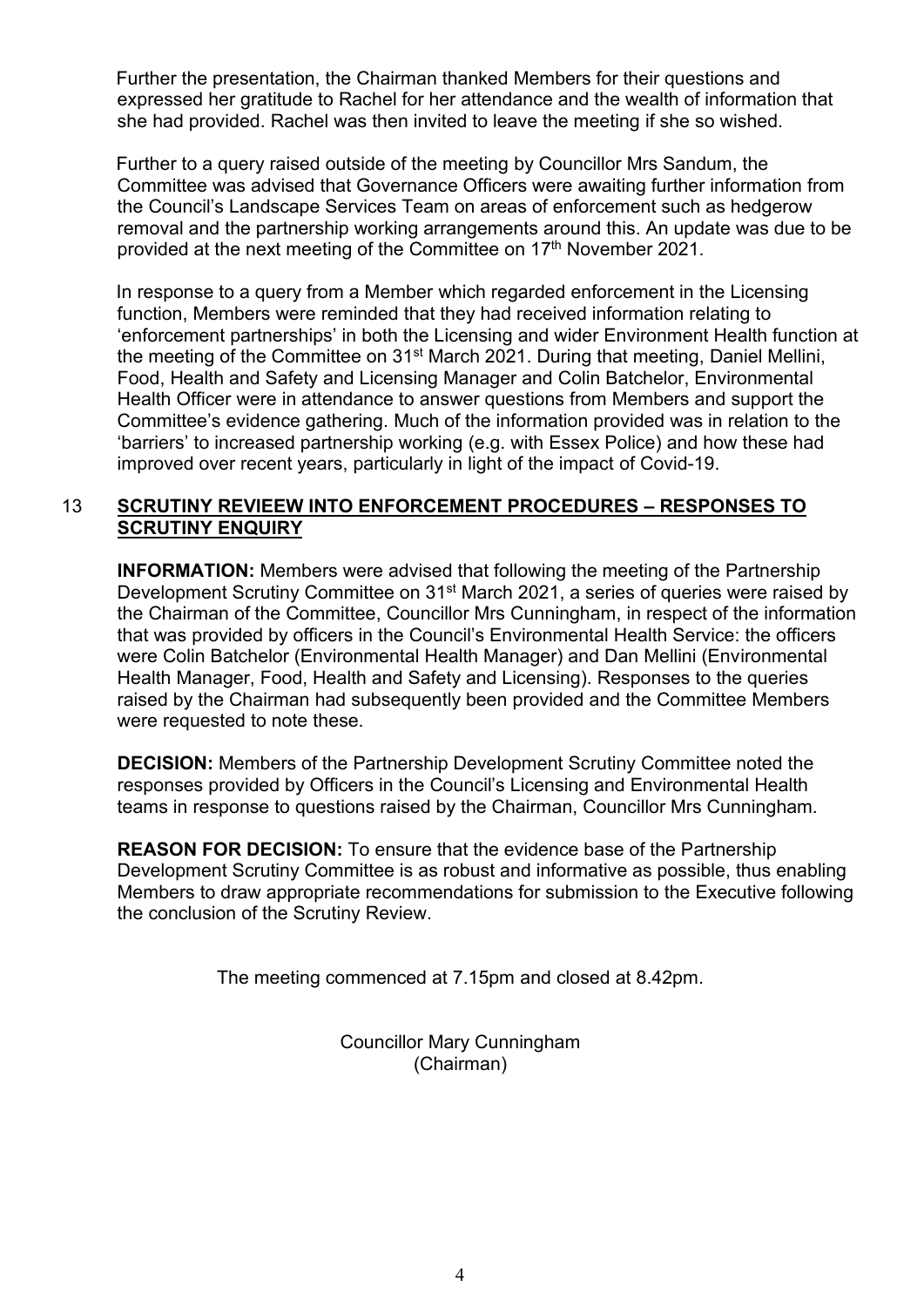Further the presentation, the Chairman thanked Members for their questions and expressed her gratitude to Rachel for her attendance and the wealth of information that she had provided. Rachel was then invited to leave the meeting if she so wished.

Further to a query raised outside of the meeting by Councillor Mrs Sandum, the Committee was advised that Governance Officers were awaiting further information from the Council's Landscape Services Team on areas of enforcement such as hedgerow removal and the partnership working arrangements around this. An update was due to be provided at the next meeting of the Committee on 17th November 2021.

In response to a query from a Member which regarded enforcement in the Licensing function, Members were reminded that they had received information relating to 'enforcement partnerships' in both the Licensing and wider Environment Health function at the meeting of the Committee on 31st March 2021. During that meeting, Daniel Mellini, Food, Health and Safety and Licensing Manager and Colin Batchelor, Environmental Health Officer were in attendance to answer questions from Members and support the Committee's evidence gathering. Much of the information provided was in relation to the 'barriers' to increased partnership working (e.g. with Essex Police) and how these had improved over recent years, particularly in light of the impact of Covid-19.

## 13 SCRUTINY REVIEEW INTO ENFORCEMENT PROCEDURES – RESPONSES TO SCRUTINY ENQUIRY

**INFORMATION:** Members were advised that following the meeting of the Partnership Development Scrutiny Committee on 31st March 2021, a series of queries were raised by the Chairman of the Committee, Councillor Mrs Cunningham, in respect of the information that was provided by officers in the Council's Environmental Health Service: the officers were Colin Batchelor (Environmental Health Manager) and Dan Mellini (Environmental Health Manager, Food, Health and Safety and Licensing). Responses to the queries raised by the Chairman had subsequently been provided and the Committee Members were requested to note these.

**DECISION:** Members of the Partnership Development Scrutiny Committee noted the responses provided by Officers in the Council's Licensing and Environmental Health teams in response to questions raised by the Chairman, Councillor Mrs Cunningham.

**REASON FOR DECISION:** To ensure that the evidence base of the Partnership Development Scrutiny Committee is as robust and informative as possible, thus enabling Members to draw appropriate recommendations for submission to the Executive following the conclusion of the Scrutiny Review.

The meeting commenced at 7.15pm and closed at 8.42pm.

Councillor Mary Cunningham
(Chairman)